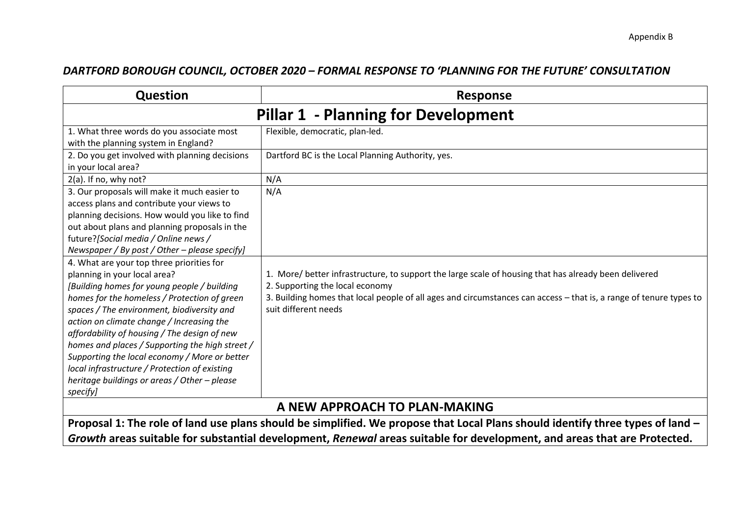Appendix B

## *DARTFORD BOROUGH COUNCIL, OCTOBER 2020 – FORMAL RESPONSE TO 'PLANNING FOR THE FUTURE' CONSULTATION*

| Question | Response |
|---|---|
| **Pillar 1 - Planning for Development** | |
| 1. What three words do you associate most with the planning system in England? | Flexible, democratic, plan-led. |
| 2. Do you get involved with planning decisions in your local area? | Dartford BC is the Local Planning Authority, yes. |
| 2(a). If no, why not? | N/A |
| 3. Our proposals will make it much easier to access plans and contribute your views to planning decisions. How would you like to find out about plans and planning proposals in the future?*[Social media / Online news / Newspaper / By post / Other – please specify]* | N/A |
| 4. What are your top three priorities for planning in your local area? *[Building homes for young people / building homes for the homeless / Protection of green spaces / The environment, biodiversity and action on climate change / Increasing the affordability of housing / The design of new homes and places / Supporting the high street / Supporting the local economy / More or better local infrastructure / Protection of existing heritage buildings or areas / Other – please specify]* | 1. More/ better infrastructure, to support the large scale of housing that has already been delivered<br>2. Supporting the local economy<br>3. Building homes that local people of all ages and circumstances can access – that is, a range of tenure types to suit different needs |
| **A NEW APPROACH TO PLAN-MAKING** | |
| **Proposal 1: The role of land use plans should be simplified. We propose that Local Plans should identify three types of land – *Growth* areas suitable for substantial development, *Renewal* areas suitable for development, and areas that are Protected.** | |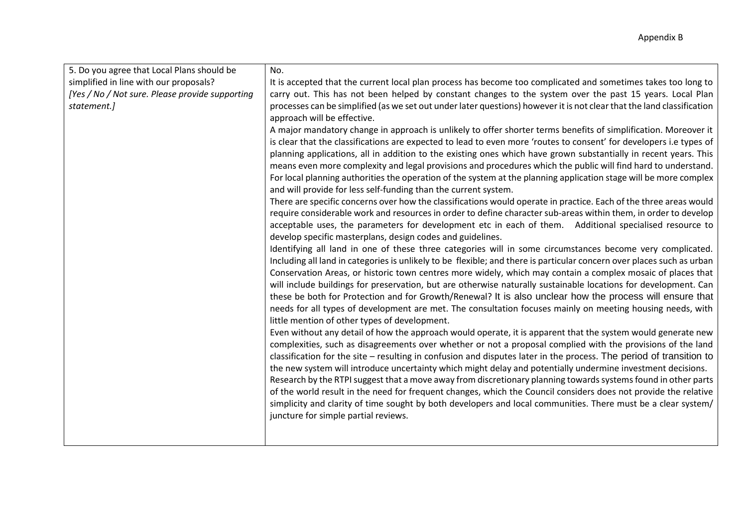| 5. Do you agree that Local Plans should be simplified in line with our proposals? *[Yes / No / Not sure. Please provide supporting statement.]* | No.<br>It is accepted that the current local plan process has become too complicated and sometimes takes too long to carry out. This has not been helped by constant changes to the system over the past 15 years. Local Plan processes can be simplified (as we set out under later questions) however it is not clear that the land classification approach will be effective.<br>A major mandatory change in approach is unlikely to offer shorter terms benefits of simplification. Moreover it is clear that the classifications are expected to lead to even more 'routes to consent' for developers i.e types of planning applications, all in addition to the existing ones which have grown substantially in recent years. This means even more complexity and legal provisions and procedures which the public will find hard to understand. For local planning authorities the operation of the system at the planning application stage will be more complex and will provide for less self-funding than the current system.<br>There are specific concerns over how the classifications would operate in practice. Each of the three areas would require considerable work and resources in order to define character sub-areas within them, in order to develop acceptable uses, the parameters for development etc in each of them. Additional specialised resource to develop specific masterplans, design codes and guidelines.<br>Identifying all land in one of these three categories will in some circumstances become very complicated. Including all land in categories is unlikely to be flexible; and there is particular concern over places such as urban Conservation Areas, or historic town centres more widely, which may contain a complex mosaic of places that will include buildings for preservation, but are otherwise naturally sustainable locations for development. Can these be both for Protection and for Growth/Renewal? It is also unclear how the process will ensure that needs for all types of development are met. The consultation focuses mainly on meeting housing needs, with little mention of other types of development.<br>Even without any detail of how the approach would operate, it is apparent that the system would generate new complexities, such as disagreements over whether or not a proposal complied with the provisions of the land classification for the site – resulting in confusion and disputes later in the process. The period of transition to the new system will introduce uncertainty which might delay and potentially undermine investment decisions.<br>Research by the RTPI suggest that a move away from discretionary planning towards systems found in other parts of the world result in the need for frequent changes, which the Council considers does not provide the relative simplicity and clarity of time sought by both developers and local communities. There must be a clear system/ juncture for simple partial reviews. |
|---|---|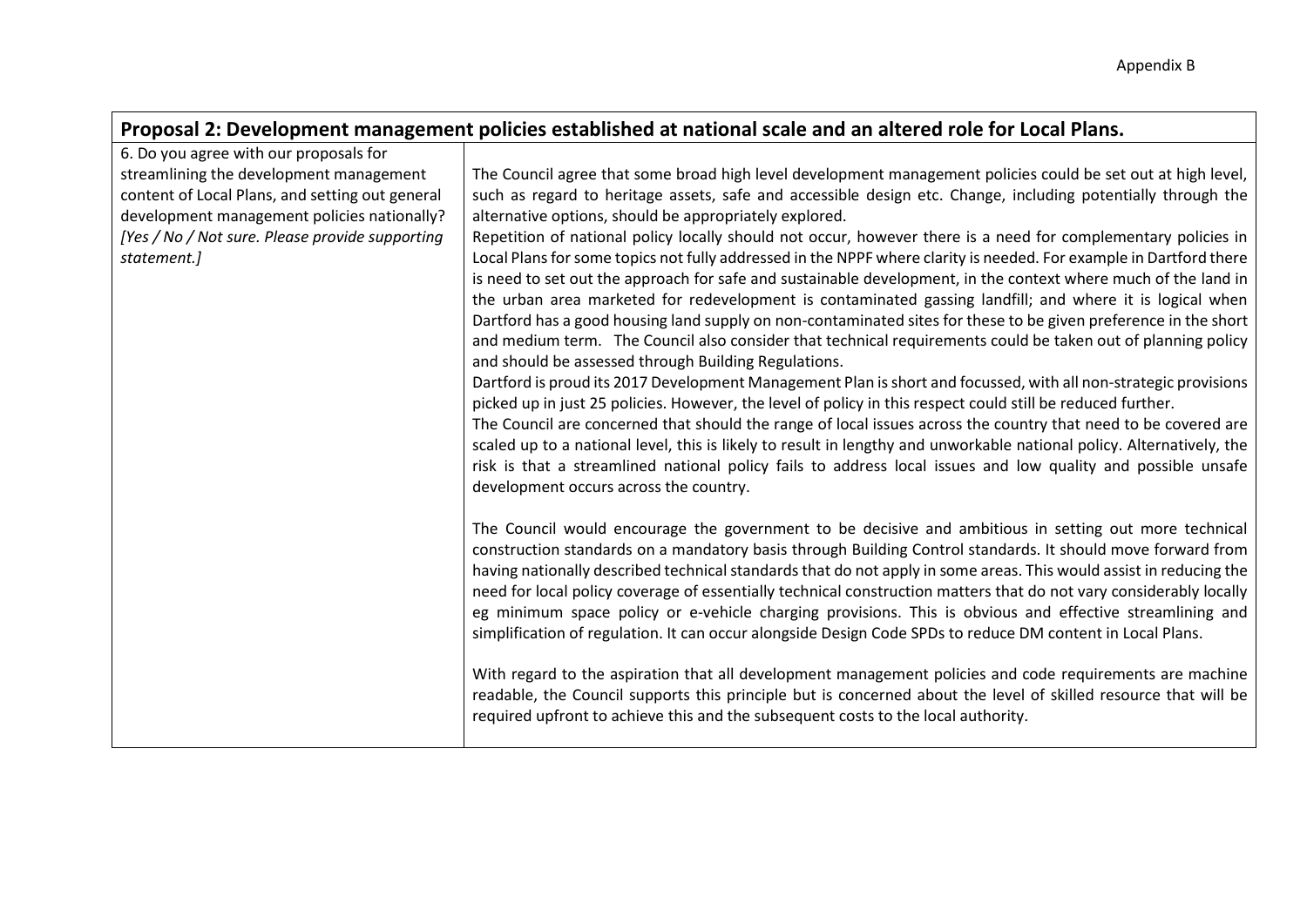| Proposal 2: Development management policies established at national scale and an altered role for Local Plans. | |
|---|---|
| 6. Do you agree with our proposals for streamlining the development management content of Local Plans, and setting out general development management policies nationally? *[Yes / No / Not sure. Please provide supporting statement.]* | The Council agree that some broad high level development management policies could be set out at high level, such as regard to heritage assets, safe and accessible design etc. Change, including potentially through the alternative options, should be appropriately explored.<br>Repetition of national policy locally should not occur, however there is a need for complementary policies in Local Plans for some topics not fully addressed in the NPPF where clarity is needed. For example in Dartford there is need to set out the approach for safe and sustainable development, in the context where much of the land in the urban area marketed for redevelopment is contaminated gassing landfill; and where it is logical when Dartford has a good housing land supply on non-contaminated sites for these to be given preference in the short and medium term. The Council also consider that technical requirements could be taken out of planning policy and should be assessed through Building Regulations.<br>Dartford is proud its 2017 Development Management Plan is short and focussed, with all non-strategic provisions picked up in just 25 policies. However, the level of policy in this respect could still be reduced further.<br>The Council are concerned that should the range of local issues across the country that need to be covered are scaled up to a national level, this is likely to result in lengthy and unworkable national policy. Alternatively, the risk is that a streamlined national policy fails to address local issues and low quality and possible unsafe development occurs across the country.<br><br>The Council would encourage the government to be decisive and ambitious in setting out more technical construction standards on a mandatory basis through Building Control standards. It should move forward from having nationally described technical standards that do not apply in some areas. This would assist in reducing the need for local policy coverage of essentially technical construction matters that do not vary considerably locally eg minimum space policy or e-vehicle charging provisions. This is obvious and effective streamlining and simplification of regulation. It can occur alongside Design Code SPDs to reduce DM content in Local Plans.<br><br>With regard to the aspiration that all development management policies and code requirements are machine readable, the Council supports this principle but is concerned about the level of skilled resource that will be required upfront to achieve this and the subsequent costs to the local authority. |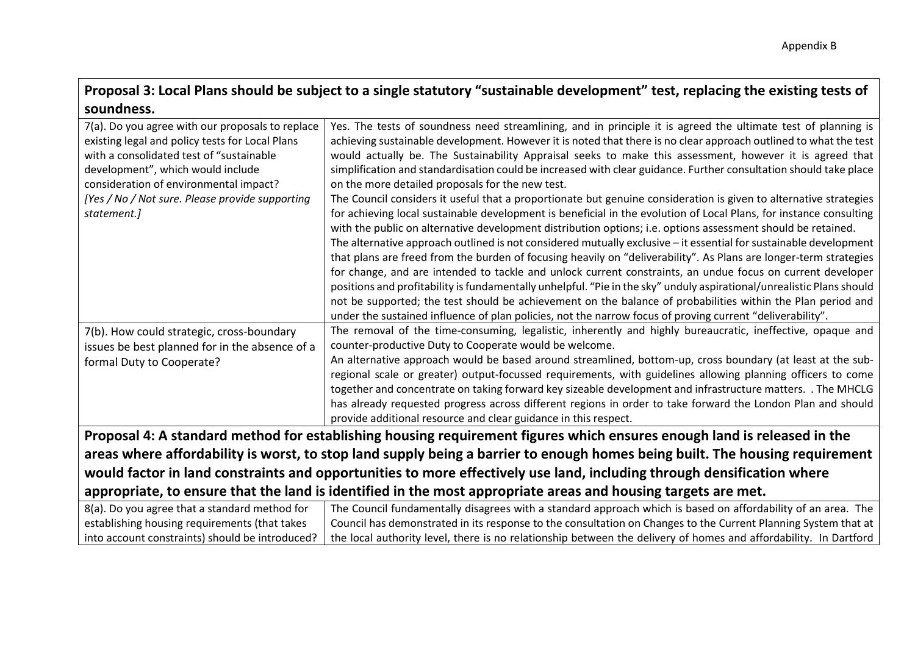**Proposal 3: Local Plans should be subject to a single statutory "sustainable development" test, replacing the existing tests of soundness.**

| | |
|---|---|
| 7(a). Do you agree with our proposals to replace existing legal and policy tests for Local Plans with a consolidated test of "sustainable development", which would include consideration of environmental impact? *[Yes / No / Not sure. Please provide supporting statement.]* | Yes. The tests of soundness need streamlining, and in principle it is agreed the ultimate test of planning is achieving sustainable development. However it is noted that there is no clear approach outlined to what the test would actually be. The Sustainability Appraisal seeks to make this assessment, however it is agreed that simplification and standardisation could be increased with clear guidance. Further consultation should take place on the more detailed proposals for the new test.<br>The Council considers it useful that a proportionate but genuine consideration is given to alternative strategies for achieving local sustainable development is beneficial in the evolution of Local Plans, for instance consulting with the public on alternative development distribution options; i.e. options assessment should be retained.<br>The alternative approach outlined is not considered mutually exclusive – it essential for sustainable development that plans are freed from the burden of focusing heavily on "deliverability". As Plans are longer-term strategies for change, and are intended to tackle and unlock current constraints, an undue focus on current developer positions and profitability is fundamentally unhelpful. "Pie in the sky" unduly aspirational/unrealistic Plans should not be supported; the test should be achievement on the balance of probabilities within the Plan period and under the sustained influence of plan policies, not the narrow focus of proving current "deliverability". |
| 7(b). How could strategic, cross-boundary issues be best planned for in the absence of a formal Duty to Cooperate? | The removal of the time-consuming, legalistic, inherently and highly bureaucratic, ineffective, opaque and counter-productive Duty to Cooperate would be welcome.<br>An alternative approach would be based around streamlined, bottom-up, cross boundary (at least at the sub-regional scale or greater) output-focussed requirements, with guidelines allowing planning officers to come together and concentrate on taking forward key sizeable development and infrastructure matters. . The MHCLG has already requested progress across different regions in order to take forward the London Plan and should provide additional resource and clear guidance in this respect. |

**Proposal 4: A standard method for establishing housing requirement figures which ensures enough land is released in the areas where affordability is worst, to stop land supply being a barrier to enough homes being built. The housing requirement would factor in land constraints and opportunities to more effectively use land, including through densification where appropriate, to ensure that the land is identified in the most appropriate areas and housing targets are met.**

| | |
|---|---|
| 8(a). Do you agree that a standard method for establishing housing requirements (that takes into account constraints) should be introduced? | The Council fundamentally disagrees with a standard approach which is based on affordability of an area. The Council has demonstrated in its response to the consultation on Changes to the Current Planning System that at the local authority level, there is no relationship between the delivery of homes and affordability. In Dartford |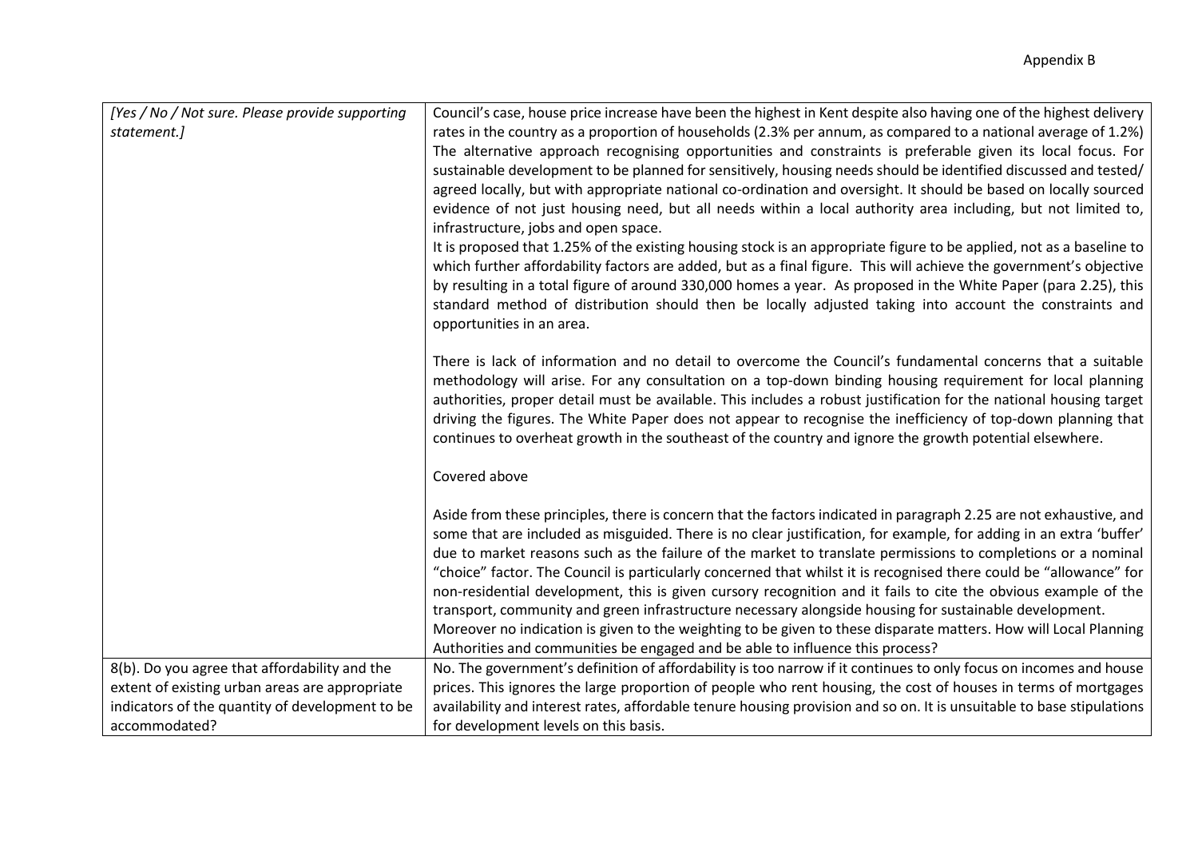| | |
|---|---|
| *[Yes / No / Not sure. Please provide supporting statement.]* | Council's case, house price increase have been the highest in Kent despite also having one of the highest delivery rates in the country as a proportion of households (2.3% per annum, as compared to a national average of 1.2%) The alternative approach recognising opportunities and constraints is preferable given its local focus. For sustainable development to be planned for sensitively, housing needs should be identified discussed and tested/ agreed locally, but with appropriate national co-ordination and oversight. It should be based on locally sourced evidence of not just housing need, but all needs within a local authority area including, but not limited to, infrastructure, jobs and open space.<br>It is proposed that 1.25% of the existing housing stock is an appropriate figure to be applied, not as a baseline to which further affordability factors are added, but as a final figure. This will achieve the government's objective by resulting in a total figure of around 330,000 homes a year. As proposed in the White Paper (para 2.25), this standard method of distribution should then be locally adjusted taking into account the constraints and opportunities in an area.<br><br>There is lack of information and no detail to overcome the Council's fundamental concerns that a suitable methodology will arise. For any consultation on a top-down binding housing requirement for local planning authorities, proper detail must be available. This includes a robust justification for the national housing target driving the figures. The White Paper does not appear to recognise the inefficiency of top-down planning that continues to overheat growth in the southeast of the country and ignore the growth potential elsewhere.<br><br>Covered above<br><br>Aside from these principles, there is concern that the factors indicated in paragraph 2.25 are not exhaustive, and some that are included as misguided. There is no clear justification, for example, for adding in an extra 'buffer' due to market reasons such as the failure of the market to translate permissions to completions or a nominal "choice" factor. The Council is particularly concerned that whilst it is recognised there could be "allowance" for non-residential development, this is given cursory recognition and it fails to cite the obvious example of the transport, community and green infrastructure necessary alongside housing for sustainable development.<br>Moreover no indication is given to the weighting to be given to these disparate matters. How will Local Planning Authorities and communities be engaged and be able to influence this process? |
| 8(b). Do you agree that affordability and the extent of existing urban areas are appropriate indicators of the quantity of development to be accommodated? | No. The government's definition of affordability is too narrow if it continues to only focus on incomes and house prices. This ignores the large proportion of people who rent housing, the cost of houses in terms of mortgages availability and interest rates, affordable tenure housing provision and so on. It is unsuitable to base stipulations for development levels on this basis. |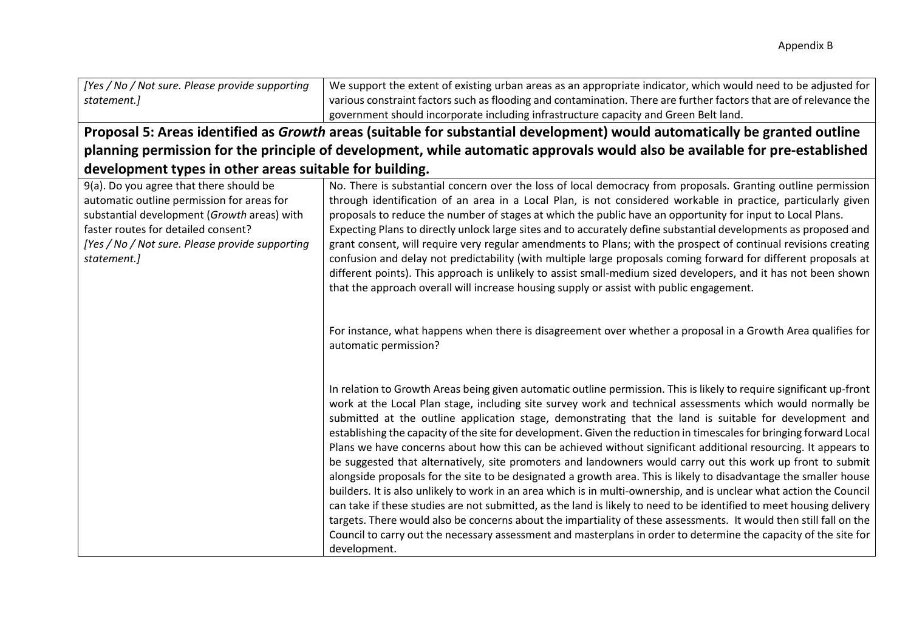| | |
|---|---|
| *[Yes / No / Not sure. Please provide supporting statement.]* | We support the extent of existing urban areas as an appropriate indicator, which would need to be adjusted for various constraint factors such as flooding and contamination. There are further factors that are of relevance the government should incorporate including infrastructure capacity and Green Belt land. |

**Proposal 5: Areas identified as *Growth* areas (suitable for substantial development) would automatically be granted outline planning permission for the principle of development, while automatic approvals would also be available for pre-established development types in other areas suitable for building.**

| | |
|---|---|
| 9(a). Do you agree that there should be automatic outline permission for areas for substantial development (*Growth* areas) with faster routes for detailed consent? *[Yes / No / Not sure. Please provide supporting statement.]* | No. There is substantial concern over the loss of local democracy from proposals. Granting outline permission through identification of an area in a Local Plan, is not considered workable in practice, particularly given proposals to reduce the number of stages at which the public have an opportunity for input to Local Plans. Expecting Plans to directly unlock large sites and to accurately define substantial developments as proposed and grant consent, will require very regular amendments to Plans; with the prospect of continual revisions creating confusion and delay not predictability (with multiple large proposals coming forward for different proposals at different points). This approach is unlikely to assist small-medium sized developers, and it has not been shown that the approach overall will increase housing supply or assist with public engagement.<br><br>For instance, what happens when there is disagreement over whether a proposal in a Growth Area qualifies for automatic permission?<br><br>In relation to Growth Areas being given automatic outline permission. This is likely to require significant up-front work at the Local Plan stage, including site survey work and technical assessments which would normally be submitted at the outline application stage, demonstrating that the land is suitable for development and establishing the capacity of the site for development. Given the reduction in timescales for bringing forward Local Plans we have concerns about how this can be achieved without significant additional resourcing. It appears to be suggested that alternatively, site promoters and landowners would carry out this work up front to submit alongside proposals for the site to be designated a growth area. This is likely to disadvantage the smaller house builders. It is also unlikely to work in an area which is in multi-ownership, and is unclear what action the Council can take if these studies are not submitted, as the land is likely to need to be identified to meet housing delivery targets. There would also be concerns about the impartiality of these assessments. It would then still fall on the Council to carry out the necessary assessment and masterplans in order to determine the capacity of the site for development. |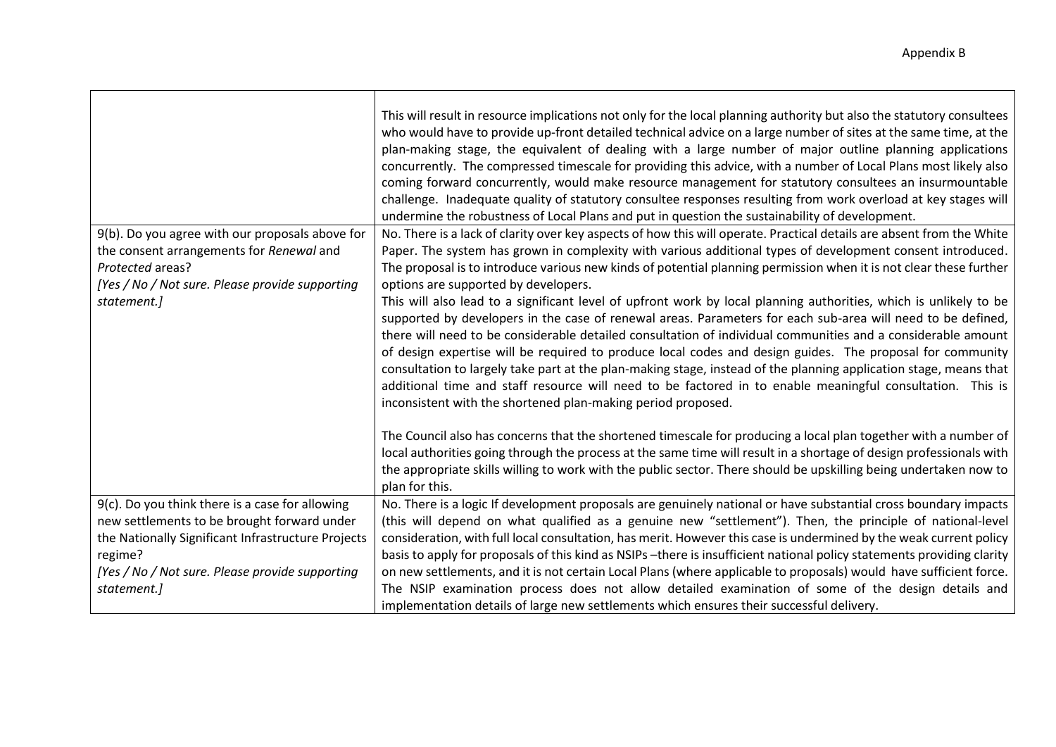| | |
|---|---|
| | This will result in resource implications not only for the local planning authority but also the statutory consultees who would have to provide up-front detailed technical advice on a large number of sites at the same time, at the plan-making stage, the equivalent of dealing with a large number of major outline planning applications concurrently. The compressed timescale for providing this advice, with a number of Local Plans most likely also coming forward concurrently, would make resource management for statutory consultees an insurmountable challenge. Inadequate quality of statutory consultee responses resulting from work overload at key stages will undermine the robustness of Local Plans and put in question the sustainability of development. |
| 9(b). Do you agree with our proposals above for the consent arrangements for *Renewal* and *Protected* areas?<br>*[Yes / No / Not sure. Please provide supporting statement.]* | No. There is a lack of clarity over key aspects of how this will operate. Practical details are absent from the White Paper. The system has grown in complexity with various additional types of development consent introduced. The proposal is to introduce various new kinds of potential planning permission when it is not clear these further options are supported by developers.<br>This will also lead to a significant level of upfront work by local planning authorities, which is unlikely to be supported by developers in the case of renewal areas. Parameters for each sub-area will need to be defined, there will need to be considerable detailed consultation of individual communities and a considerable amount of design expertise will be required to produce local codes and design guides. The proposal for community consultation to largely take part at the plan-making stage, instead of the planning application stage, means that additional time and staff resource will need to be factored in to enable meaningful consultation. This is inconsistent with the shortened plan-making period proposed.<br><br>The Council also has concerns that the shortened timescale for producing a local plan together with a number of local authorities going through the process at the same time will result in a shortage of design professionals with the appropriate skills willing to work with the public sector. There should be upskilling being undertaken now to plan for this. |
| 9(c). Do you think there is a case for allowing new settlements to be brought forward under the Nationally Significant Infrastructure Projects regime?<br>*[Yes / No / Not sure. Please provide supporting statement.]* | No. There is a logic If development proposals are genuinely national or have substantial cross boundary impacts (this will depend on what qualified as a genuine new "settlement"). Then, the principle of national-level consideration, with full local consultation, has merit. However this case is undermined by the weak current policy basis to apply for proposals of this kind as NSIPs –there is insufficient national policy statements providing clarity on new settlements, and it is not certain Local Plans (where applicable to proposals) would have sufficient force. The NSIP examination process does not allow detailed examination of some of the design details and implementation details of large new settlements which ensures their successful delivery. |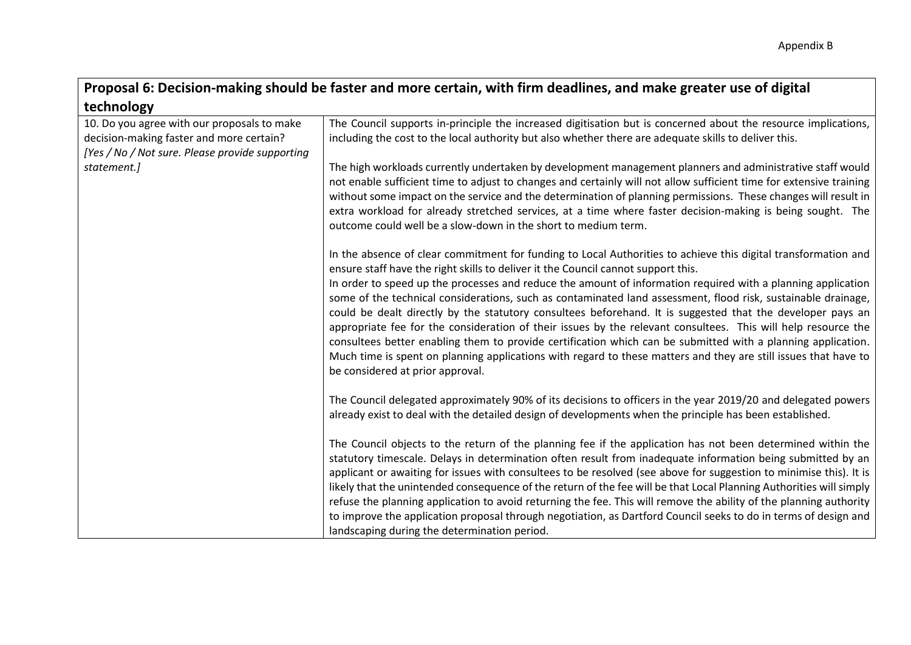| Proposal 6: Decision-making should be faster and more certain, with firm deadlines, and make greater use of digital technology | |
|---|---|
| 10. Do you agree with our proposals to make decision-making faster and more certain? *[Yes / No / Not sure. Please provide supporting statement.]* | The Council supports in-principle the increased digitisation but is concerned about the resource implications, including the cost to the local authority but also whether there are adequate skills to deliver this.<br><br>The high workloads currently undertaken by development management planners and administrative staff would not enable sufficient time to adjust to changes and certainly will not allow sufficient time for extensive training without some impact on the service and the determination of planning permissions. These changes will result in extra workload for already stretched services, at a time where faster decision-making is being sought. The outcome could well be a slow-down in the short to medium term.<br><br>In the absence of clear commitment for funding to Local Authorities to achieve this digital transformation and ensure staff have the right skills to deliver it the Council cannot support this.<br>In order to speed up the processes and reduce the amount of information required with a planning application some of the technical considerations, such as contaminated land assessment, flood risk, sustainable drainage, could be dealt directly by the statutory consultees beforehand. It is suggested that the developer pays an appropriate fee for the consideration of their issues by the relevant consultees. This will help resource the consultees better enabling them to provide certification which can be submitted with a planning application. Much time is spent on planning applications with regard to these matters and they are still issues that have to be considered at prior approval.<br><br>The Council delegated approximately 90% of its decisions to officers in the year 2019/20 and delegated powers already exist to deal with the detailed design of developments when the principle has been established.<br><br>The Council objects to the return of the planning fee if the application has not been determined within the statutory timescale. Delays in determination often result from inadequate information being submitted by an applicant or awaiting for issues with consultees to be resolved (see above for suggestion to minimise this). It is likely that the unintended consequence of the return of the fee will be that Local Planning Authorities will simply refuse the planning application to avoid returning the fee. This will remove the ability of the planning authority to improve the application proposal through negotiation, as Dartford Council seeks to do in terms of design and landscaping during the determination period. |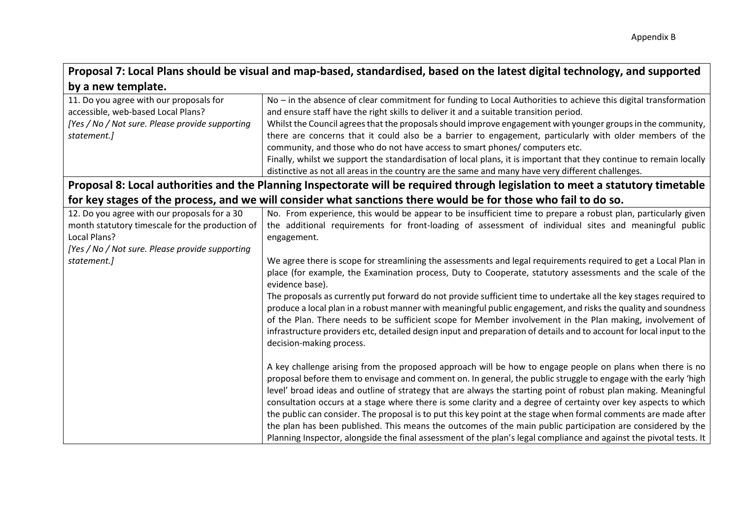| Proposal 7: Local Plans should be visual and map-based, standardised, based on the latest digital technology, and supported by a new template. | |
|---|---|
| 11. Do you agree with our proposals for accessible, web-based Local Plans?<br>*[Yes / No / Not sure. Please provide supporting statement.]* | No – in the absence of clear commitment for funding to Local Authorities to achieve this digital transformation and ensure staff have the right skills to deliver it and a suitable transition period.<br>Whilst the Council agrees that the proposals should improve engagement with younger groups in the community, there are concerns that it could also be a barrier to engagement, particularly with older members of the community, and those who do not have access to smart phones/ computers etc.<br>Finally, whilst we support the standardisation of local plans, it is important that they continue to remain locally distinctive as not all areas in the country are the same and many have very different challenges. |
| **Proposal 8: Local authorities and the Planning Inspectorate will be required through legislation to meet a statutory timetable for key stages of the process, and we will consider what sanctions there would be for those who fail to do so.** | |
| 12. Do you agree with our proposals for a 30 month statutory timescale for the production of Local Plans?<br>*[Yes / No / Not sure. Please provide supporting statement.]* | No. From experience, this would be appear to be insufficient time to prepare a robust plan, particularly given the additional requirements for front-loading of assessment of individual sites and meaningful public engagement.<br><br>We agree there is scope for streamlining the assessments and legal requirements required to get a Local Plan in place (for example, the Examination process, Duty to Cooperate, statutory assessments and the scale of the evidence base).<br>The proposals as currently put forward do not provide sufficient time to undertake all the key stages required to produce a local plan in a robust manner with meaningful public engagement, and risks the quality and soundness of the Plan. There needs to be sufficient scope for Member involvement in the Plan making, involvement of infrastructure providers etc, detailed design input and preparation of details and to account for local input to the decision-making process.<br><br>A key challenge arising from the proposed approach will be how to engage people on plans when there is no proposal before them to envisage and comment on. In general, the public struggle to engage with the early 'high level' broad ideas and outline of strategy that are always the starting point of robust plan making. Meaningful consultation occurs at a stage where there is some clarity and a degree of certainty over key aspects to which the public can consider. The proposal is to put this key point at the stage when formal comments are made after the plan has been published. This means the outcomes of the main public participation are considered by the Planning Inspector, alongside the final assessment of the plan's legal compliance and against the pivotal tests. It |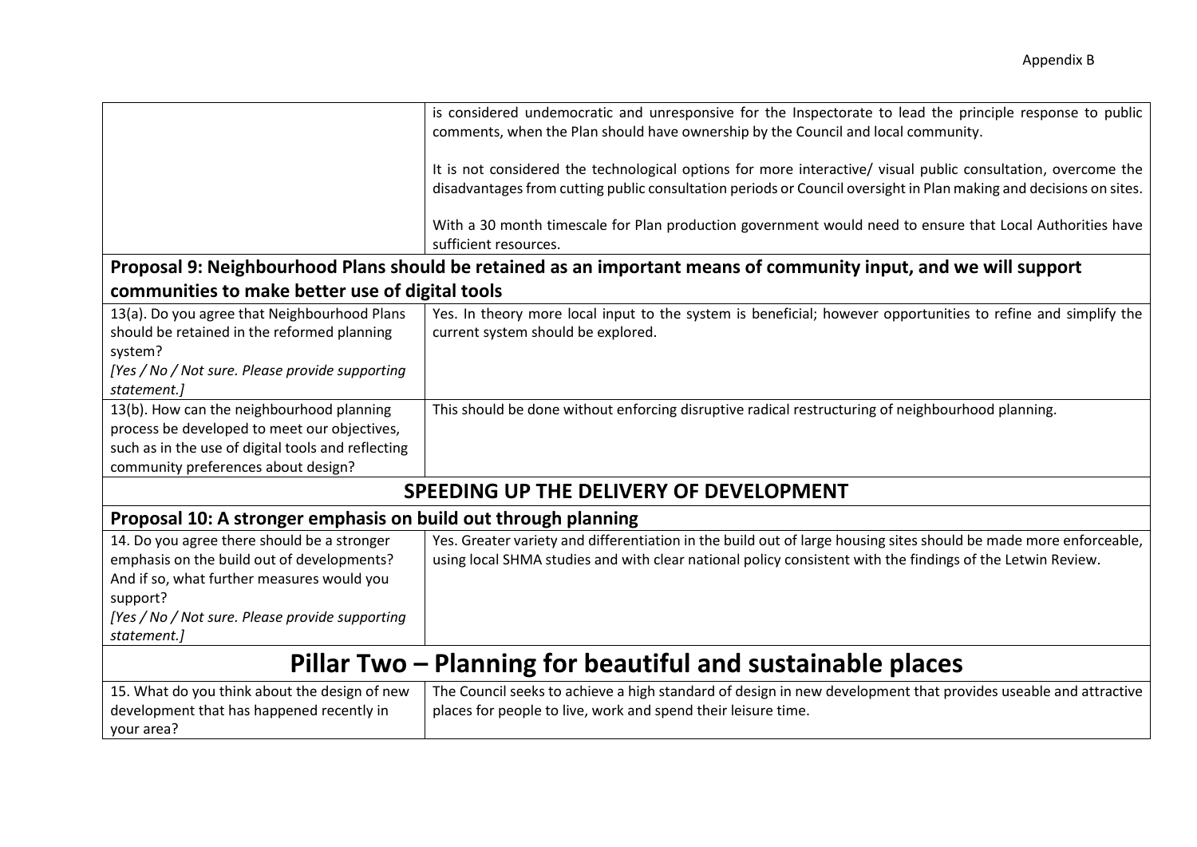| | |
|---|---|
| | is considered undemocratic and unresponsive for the Inspectorate to lead the principle response to public comments, when the Plan should have ownership by the Council and local community.<br><br>It is not considered the technological options for more interactive/ visual public consultation, overcome the disadvantages from cutting public consultation periods or Council oversight in Plan making and decisions on sites.<br><br>With a 30 month timescale for Plan production government would need to ensure that Local Authorities have sufficient resources. |
| **Proposal 9: Neighbourhood Plans should be retained as an important means of community input, and we will support communities to make better use of digital tools** | |
| 13(a). Do you agree that Neighbourhood Plans should be retained in the reformed planning system?<br>*[Yes / No / Not sure. Please provide supporting statement.]* | Yes. In theory more local input to the system is beneficial; however opportunities to refine and simplify the current system should be explored. |
| 13(b). How can the neighbourhood planning process be developed to meet our objectives, such as in the use of digital tools and reflecting community preferences about design? | This should be done without enforcing disruptive radical restructuring of neighbourhood planning. |
| **SPEEDING UP THE DELIVERY OF DEVELOPMENT** | |
| **Proposal 10: A stronger emphasis on build out through planning** | |
| 14. Do you agree there should be a stronger emphasis on the build out of developments? And if so, what further measures would you support?<br>*[Yes / No / Not sure. Please provide supporting statement.]* | Yes. Greater variety and differentiation in the build out of large housing sites should be made more enforceable, using local SHMA studies and with clear national policy consistent with the findings of the Letwin Review. |
| **Pillar Two – Planning for beautiful and sustainable places** | |
| 15. What do you think about the design of new development that has happened recently in your area? | The Council seeks to achieve a high standard of design in new development that provides useable and attractive places for people to live, work and spend their leisure time. |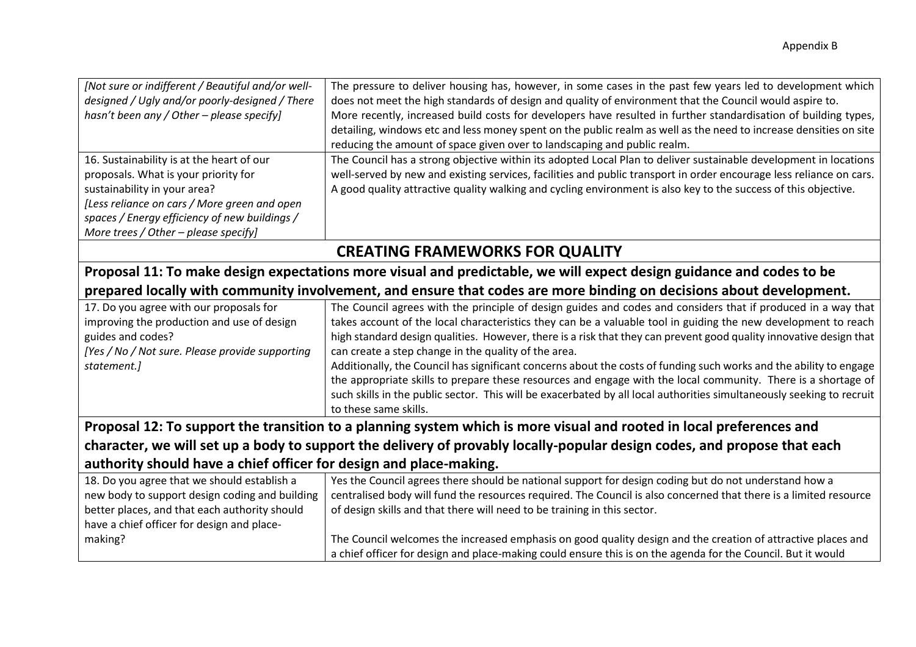| | |
|---|---|
| *[Not sure or indifferent / Beautiful and/or well-designed / Ugly and/or poorly-designed / There hasn't been any / Other – please specify]* | The pressure to deliver housing has, however, in some cases in the past few years led to development which does not meet the high standards of design and quality of environment that the Council would aspire to.<br>More recently, increased build costs for developers have resulted in further standardisation of building types, detailing, windows etc and less money spent on the public realm as well as the need to increase densities on site reducing the amount of space given over to landscaping and public realm. |
| 16. Sustainability is at the heart of our proposals. What is your priority for sustainability in your area?<br>*[Less reliance on cars / More green and open spaces / Energy efficiency of new buildings / More trees / Other – please specify]* | The Council has a strong objective within its adopted Local Plan to deliver sustainable development in locations well-served by new and existing services, facilities and public transport in order encourage less reliance on cars. A good quality attractive quality walking and cycling environment is also key to the success of this objective. |

## CREATING FRAMEWORKS FOR QUALITY

### Proposal 11: To make design expectations more visual and predictable, we will expect design guidance and codes to be prepared locally with community involvement, and ensure that codes are more binding on decisions about development.

| | |
|---|---|
| 17. Do you agree with our proposals for improving the production and use of design guides and codes?<br>*[Yes / No / Not sure. Please provide supporting statement.]* | The Council agrees with the principle of design guides and codes and considers that if produced in a way that takes account of the local characteristics they can be a valuable tool in guiding the new development to reach high standard design qualities. However, there is a risk that they can prevent good quality innovative design that can create a step change in the quality of the area.<br>Additionally, the Council has significant concerns about the costs of funding such works and the ability to engage the appropriate skills to prepare these resources and engage with the local community. There is a shortage of such skills in the public sector. This will be exacerbated by all local authorities simultaneously seeking to recruit to these same skills. |

### Proposal 12: To support the transition to a planning system which is more visual and rooted in local preferences and character, we will set up a body to support the delivery of provably locally-popular design codes, and propose that each authority should have a chief officer for design and place-making.

| | |
|---|---|
| 18. Do you agree that we should establish a new body to support design coding and building better places, and that each authority should have a chief officer for design and place-making? | Yes the Council agrees there should be national support for design coding but do not understand how a centralised body will fund the resources required. The Council is also concerned that there is a limited resource of design skills and that there will need to be training in this sector.<br><br>The Council welcomes the increased emphasis on good quality design and the creation of attractive places and a chief officer for design and place-making could ensure this is on the agenda for the Council. But it would |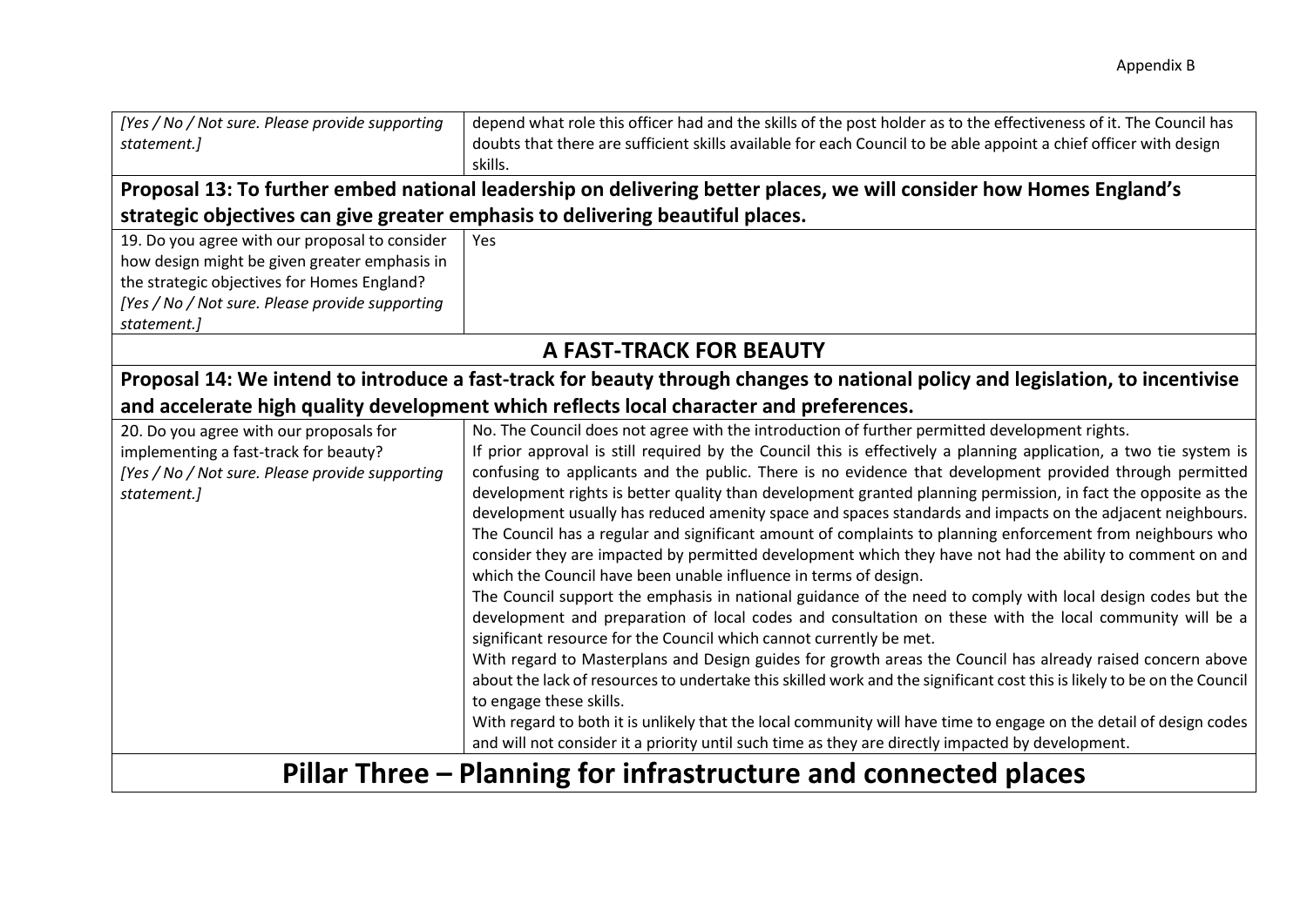| | |
|---|---|
| *[Yes / No / Not sure. Please provide supporting statement.]* | depend what role this officer had and the skills of the post holder as to the effectiveness of it. The Council has doubts that there are sufficient skills available for each Council to be able appoint a chief officer with design skills. |
| **Proposal 13: To further embed national leadership on delivering better places, we will consider how Homes England's strategic objectives can give greater emphasis to delivering beautiful places.** | |
| 19. Do you agree with our proposal to consider how design might be given greater emphasis in the strategic objectives for Homes England? *[Yes / No / Not sure. Please provide supporting statement.]* | Yes |
| **A FAST-TRACK FOR BEAUTY** | |
| **Proposal 14: We intend to introduce a fast-track for beauty through changes to national policy and legislation, to incentivise and accelerate high quality development which reflects local character and preferences.** | |
| 20. Do you agree with our proposals for implementing a fast-track for beauty? *[Yes / No / Not sure. Please provide supporting statement.]* | No. The Council does not agree with the introduction of further permitted development rights.<br>If prior approval is still required by the Council this is effectively a planning application, a two tie system is confusing to applicants and the public. There is no evidence that development provided through permitted development rights is better quality than development granted planning permission, in fact the opposite as the development usually has reduced amenity space and spaces standards and impacts on the adjacent neighbours. The Council has a regular and significant amount of complaints to planning enforcement from neighbours who consider they are impacted by permitted development which they have not had the ability to comment on and which the Council have been unable influence in terms of design.<br>The Council support the emphasis in national guidance of the need to comply with local design codes but the development and preparation of local codes and consultation on these with the local community will be a significant resource for the Council which cannot currently be met.<br>With regard to Masterplans and Design guides for growth areas the Council has already raised concern above about the lack of resources to undertake this skilled work and the significant cost this is likely to be on the Council to engage these skills.<br>With regard to both it is unlikely that the local community will have time to engage on the detail of design codes and will not consider it a priority until such time as they are directly impacted by development. |
| **Pillar Three – Planning for infrastructure and connected places** | |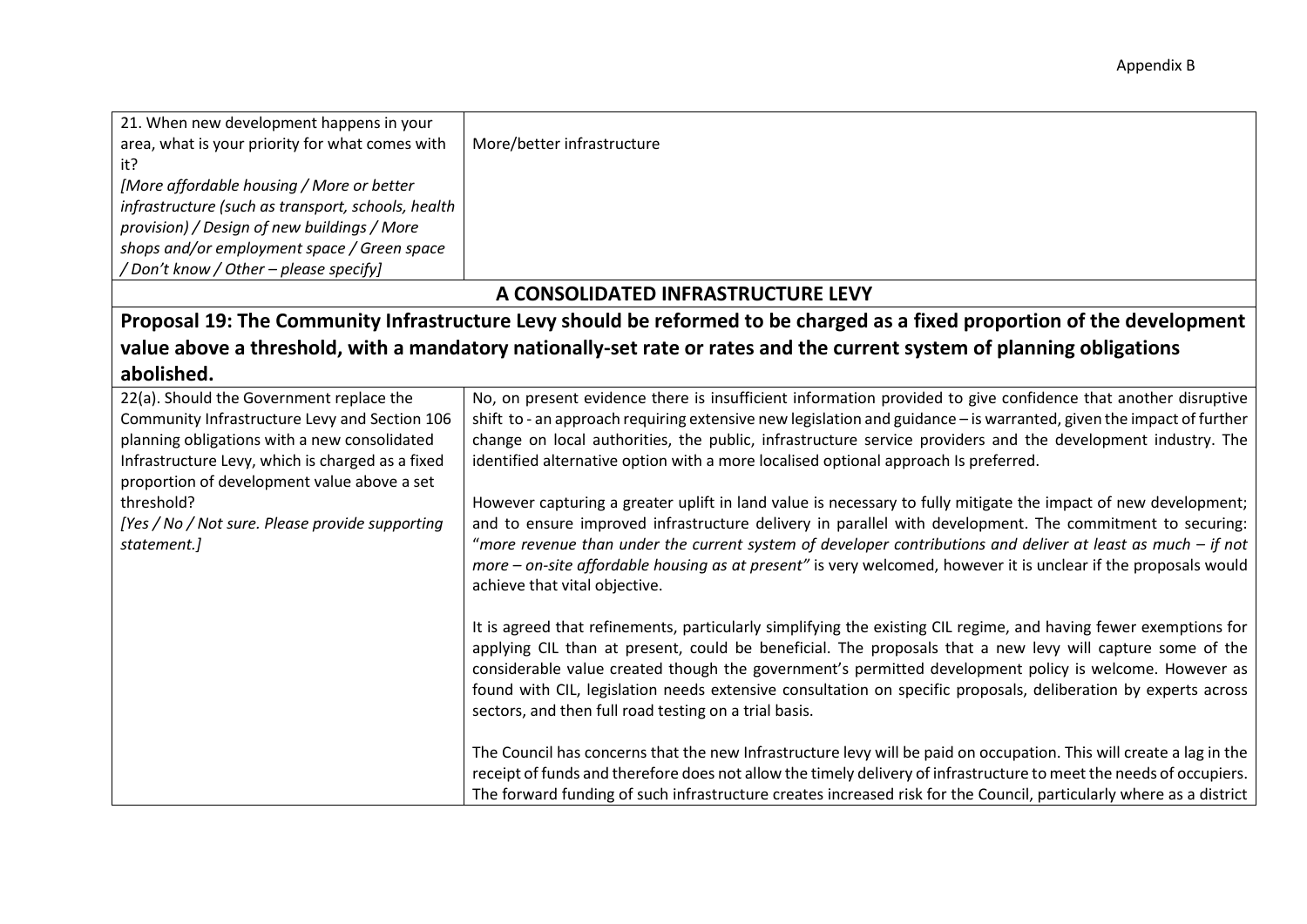| | |
|---|---|
| 21. When new development happens in your area, what is your priority for what comes with it?<br>*[More affordable housing / More or better infrastructure (such as transport, schools, health provision) / Design of new buildings / More shops and/or employment space / Green space / Don't know / Other – please specify]* | More/better infrastructure |

## A CONSOLIDATED INFRASTRUCTURE LEVY

**Proposal 19: The Community Infrastructure Levy should be reformed to be charged as a fixed proportion of the development value above a threshold, with a mandatory nationally-set rate or rates and the current system of planning obligations abolished.**

| | |
|---|---|
| 22(a). Should the Government replace the Community Infrastructure Levy and Section 106 planning obligations with a new consolidated Infrastructure Levy, which is charged as a fixed proportion of development value above a set threshold?<br>*[Yes / No / Not sure. Please provide supporting statement.]* | No, on present evidence there is insufficient information provided to give confidence that another disruptive shift to - an approach requiring extensive new legislation and guidance – is warranted, given the impact of further change on local authorities, the public, infrastructure service providers and the development industry. The identified alternative option with a more localised optional approach Is preferred.<br><br>However capturing a greater uplift in land value is necessary to fully mitigate the impact of new development; and to ensure improved infrastructure delivery in parallel with development. The commitment to securing: "*more revenue than under the current system of developer contributions and deliver at least as much – if not more – on-site affordable housing as at present"* is very welcomed, however it is unclear if the proposals would achieve that vital objective.<br><br>It is agreed that refinements, particularly simplifying the existing CIL regime, and having fewer exemptions for applying CIL than at present, could be beneficial. The proposals that a new levy will capture some of the considerable value created though the government's permitted development policy is welcome. However as found with CIL, legislation needs extensive consultation on specific proposals, deliberation by experts across sectors, and then full road testing on a trial basis.<br><br>The Council has concerns that the new Infrastructure levy will be paid on occupation. This will create a lag in the receipt of funds and therefore does not allow the timely delivery of infrastructure to meet the needs of occupiers. The forward funding of such infrastructure creates increased risk for the Council, particularly where as a district |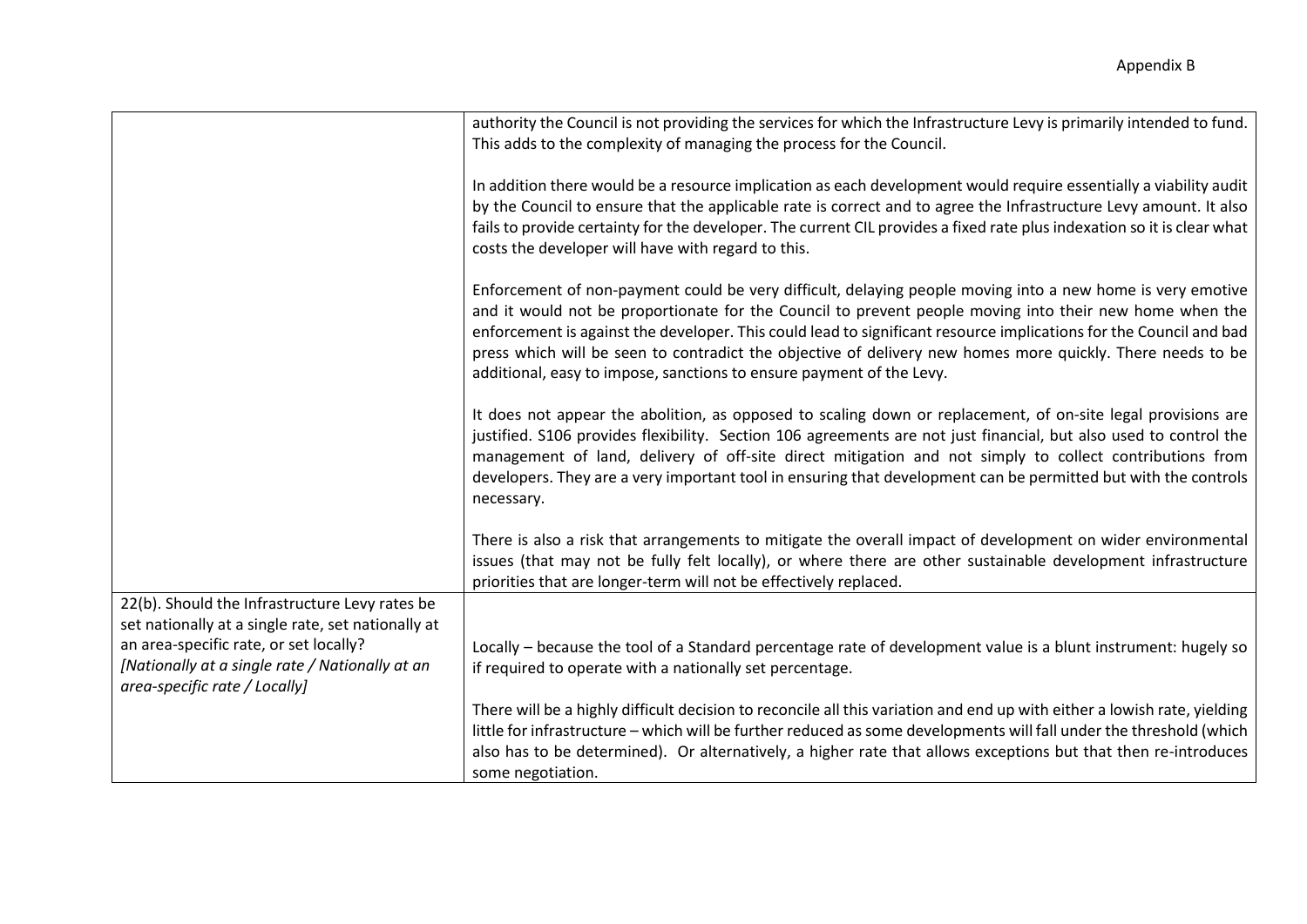| | |
|---|---|
| | authority the Council is not providing the services for which the Infrastructure Levy is primarily intended to fund. This adds to the complexity of managing the process for the Council.<br><br>In addition there would be a resource implication as each development would require essentially a viability audit by the Council to ensure that the applicable rate is correct and to agree the Infrastructure Levy amount. It also fails to provide certainty for the developer. The current CIL provides a fixed rate plus indexation so it is clear what costs the developer will have with regard to this.<br><br>Enforcement of non-payment could be very difficult, delaying people moving into a new home is very emotive and it would not be proportionate for the Council to prevent people moving into their new home when the enforcement is against the developer. This could lead to significant resource implications for the Council and bad press which will be seen to contradict the objective of delivery new homes more quickly. There needs to be additional, easy to impose, sanctions to ensure payment of the Levy.<br><br>It does not appear the abolition, as opposed to scaling down or replacement, of on-site legal provisions are justified. S106 provides flexibility. Section 106 agreements are not just financial, but also used to control the management of land, delivery of off-site direct mitigation and not simply to collect contributions from developers. They are a very important tool in ensuring that development can be permitted but with the controls necessary.<br><br>There is also a risk that arrangements to mitigate the overall impact of development on wider environmental issues (that may not be fully felt locally), or where there are other sustainable development infrastructure priorities that are longer-term will not be effectively replaced. |
| 22(b). Should the Infrastructure Levy rates be set nationally at a single rate, set nationally at an area-specific rate, or set locally? *[Nationally at a single rate / Nationally at an area-specific rate / Locally]* | Locally – because the tool of a Standard percentage rate of development value is a blunt instrument: hugely so if required to operate with a nationally set percentage.<br><br>There will be a highly difficult decision to reconcile all this variation and end up with either a lowish rate, yielding little for infrastructure – which will be further reduced as some developments will fall under the threshold (which also has to be determined). Or alternatively, a higher rate that allows exceptions but that then re-introduces some negotiation. |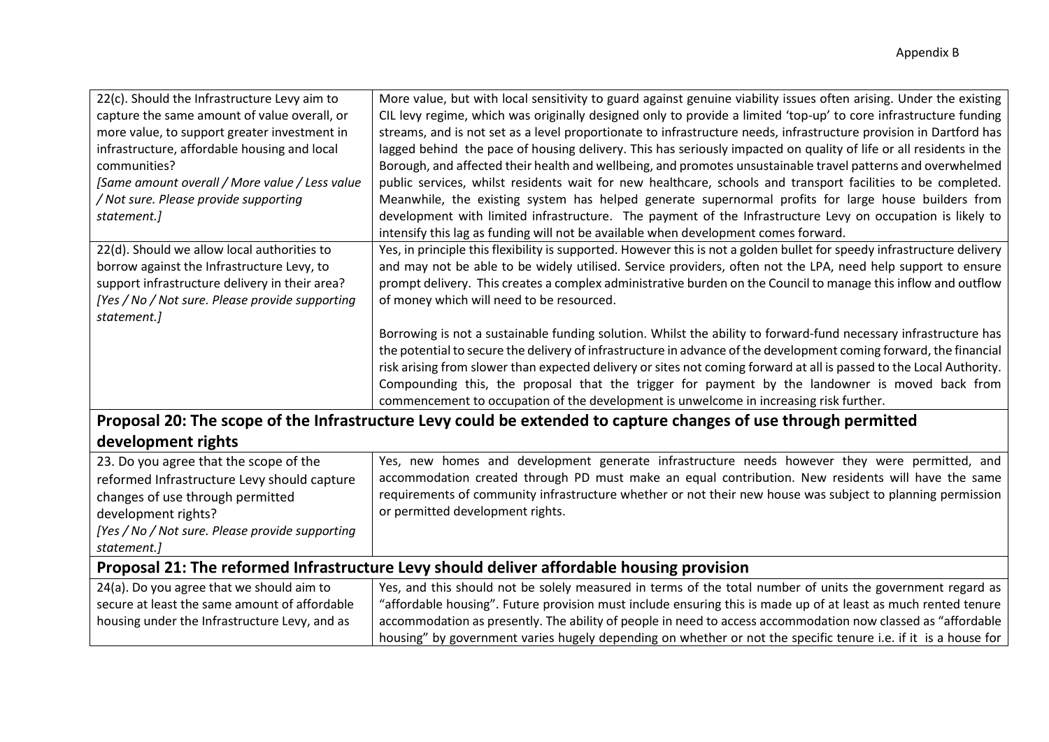| | |
|---|---|
| 22(c). Should the Infrastructure Levy aim to capture the same amount of value overall, or more value, to support greater investment in infrastructure, affordable housing and local communities?<br>*[Same amount overall / More value / Less value / Not sure. Please provide supporting statement.]* | More value, but with local sensitivity to guard against genuine viability issues often arising. Under the existing CIL levy regime, which was originally designed only to provide a limited 'top-up' to core infrastructure funding streams, and is not set as a level proportionate to infrastructure needs, infrastructure provision in Dartford has lagged behind the pace of housing delivery. This has seriously impacted on quality of life or all residents in the Borough, and affected their health and wellbeing, and promotes unsustainable travel patterns and overwhelmed public services, whilst residents wait for new healthcare, schools and transport facilities to be completed. Meanwhile, the existing system has helped generate supernormal profits for large house builders from development with limited infrastructure. The payment of the Infrastructure Levy on occupation is likely to intensify this lag as funding will not be available when development comes forward. |
| 22(d). Should we allow local authorities to borrow against the Infrastructure Levy, to support infrastructure delivery in their area?<br>*[Yes / No / Not sure. Please provide supporting statement.]* | Yes, in principle this flexibility is supported. However this is not a golden bullet for speedy infrastructure delivery and may not be able to be widely utilised. Service providers, often not the LPA, need help support to ensure prompt delivery. This creates a complex administrative burden on the Council to manage this inflow and outflow of money which will need to be resourced.<br><br>Borrowing is not a sustainable funding solution. Whilst the ability to forward-fund necessary infrastructure has the potential to secure the delivery of infrastructure in advance of the development coming forward, the financial risk arising from slower than expected delivery or sites not coming forward at all is passed to the Local Authority. Compounding this, the proposal that the trigger for payment by the landowner is moved back from commencement to occupation of the development is unwelcome in increasing risk further. |
| **Proposal 20: The scope of the Infrastructure Levy could be extended to capture changes of use through permitted development rights** | |
| 23. Do you agree that the scope of the reformed Infrastructure Levy should capture changes of use through permitted development rights?<br>*[Yes / No / Not sure. Please provide supporting statement.]* | Yes, new homes and development generate infrastructure needs however they were permitted, and accommodation created through PD must make an equal contribution. New residents will have the same requirements of community infrastructure whether or not their new house was subject to planning permission or permitted development rights. |
| **Proposal 21: The reformed Infrastructure Levy should deliver affordable housing provision** | |
| 24(a). Do you agree that we should aim to secure at least the same amount of affordable housing under the Infrastructure Levy, and as | Yes, and this should not be solely measured in terms of the total number of units the government regard as "affordable housing". Future provision must include ensuring this is made up of at least as much rented tenure accommodation as presently. The ability of people in need to access accommodation now classed as "affordable housing" by government varies hugely depending on whether or not the specific tenure i.e. if it is a house for |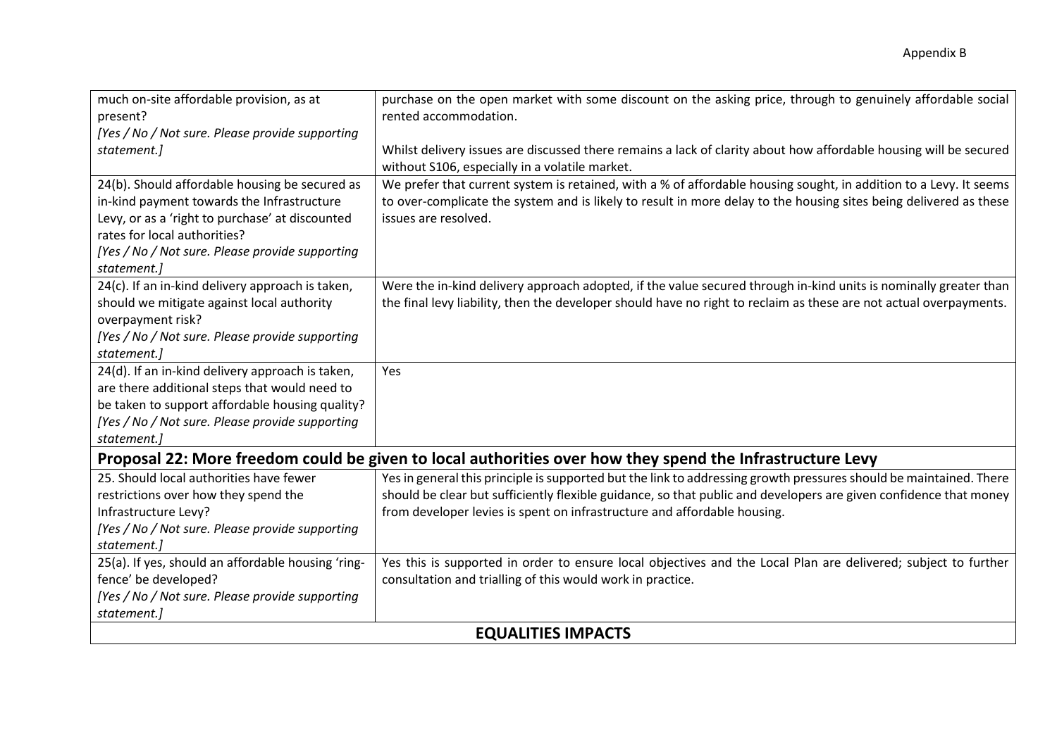| | |
|---|---|
| much on-site affordable provision, as at present?<br>*[Yes / No / Not sure. Please provide supporting statement.]* | purchase on the open market with some discount on the asking price, through to genuinely affordable social rented accommodation.<br><br>Whilst delivery issues are discussed there remains a lack of clarity about how affordable housing will be secured without S106, especially in a volatile market. |
| 24(b). Should affordable housing be secured as in-kind payment towards the Infrastructure Levy, or as a 'right to purchase' at discounted rates for local authorities?<br>*[Yes / No / Not sure. Please provide supporting statement.]* | We prefer that current system is retained, with a % of affordable housing sought, in addition to a Levy. It seems to over-complicate the system and is likely to result in more delay to the housing sites being delivered as these issues are resolved. |
| 24(c). If an in-kind delivery approach is taken, should we mitigate against local authority overpayment risk?<br>*[Yes / No / Not sure. Please provide supporting statement.]* | Were the in-kind delivery approach adopted, if the value secured through in-kind units is nominally greater than the final levy liability, then the developer should have no right to reclaim as these are not actual overpayments. |
| 24(d). If an in-kind delivery approach is taken, are there additional steps that would need to be taken to support affordable housing quality?<br>*[Yes / No / Not sure. Please provide supporting statement.]* | Yes |
| **Proposal 22: More freedom could be given to local authorities over how they spend the Infrastructure Levy** | |
| 25. Should local authorities have fewer restrictions over how they spend the Infrastructure Levy?<br>*[Yes / No / Not sure. Please provide supporting statement.]* | Yes in general this principle is supported but the link to addressing growth pressures should be maintained. There should be clear but sufficiently flexible guidance, so that public and developers are given confidence that money from developer levies is spent on infrastructure and affordable housing. |
| 25(a). If yes, should an affordable housing 'ring-fence' be developed?<br>*[Yes / No / Not sure. Please provide supporting statement.]* | Yes this is supported in order to ensure local objectives and the Local Plan are delivered; subject to further consultation and trialling of this would work in practice. |
| **EQUALITIES IMPACTS** | |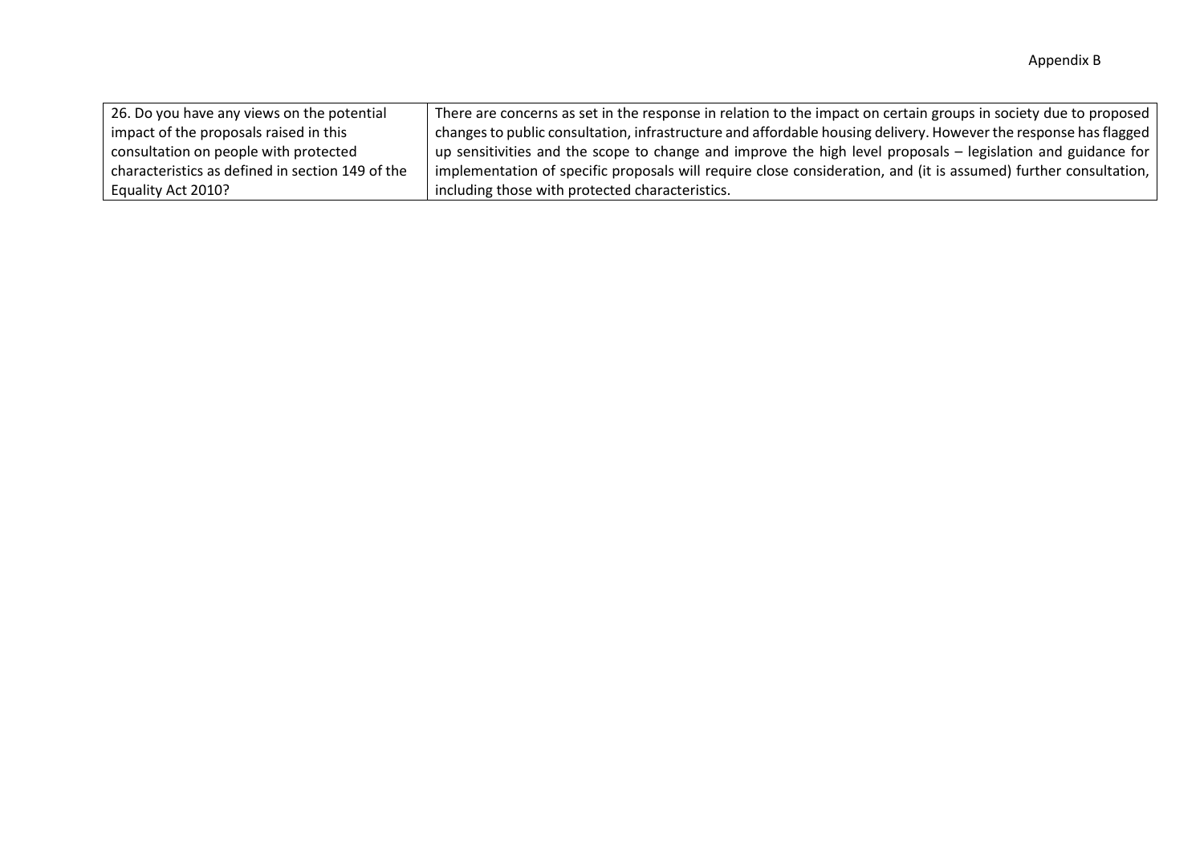| | |
|---|---|
| 26. Do you have any views on the potential impact of the proposals raised in this consultation on people with protected characteristics as defined in section 149 of the Equality Act 2010? | There are concerns as set in the response in relation to the impact on certain groups in society due to proposed changes to public consultation, infrastructure and affordable housing delivery. However the response has flagged up sensitivities and the scope to change and improve the high level proposals – legislation and guidance for implementation of specific proposals will require close consideration, and (it is assumed) further consultation, including those with protected characteristics. |